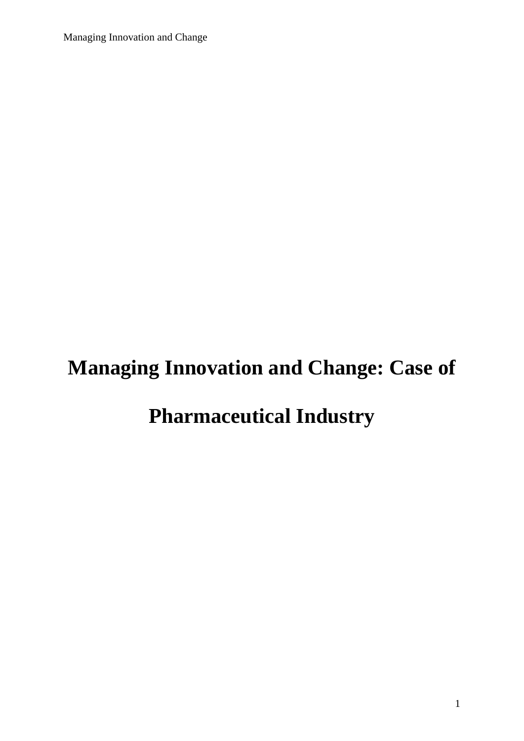# Managing Innovation and Change: Case of Pharmaceutical Industry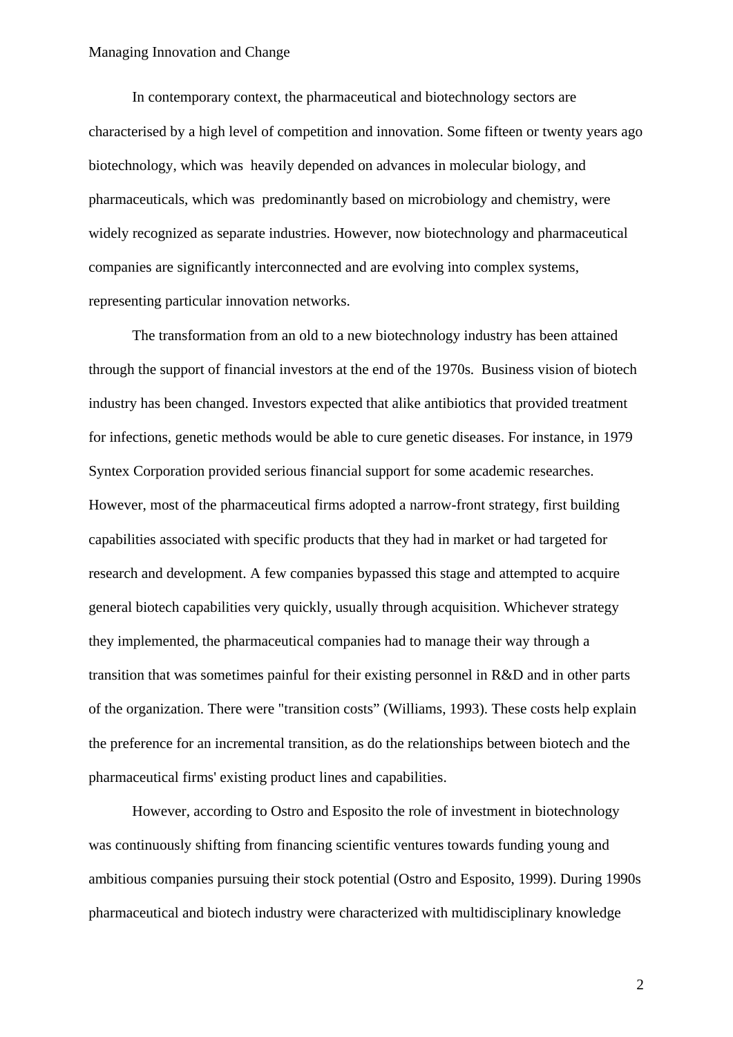In contemporary context, the pharmaceutical and biotechnology sectors are characterised by a high level of competition and innovation. Some fifteen or twenty years ago biotechnology, which was heavily depended on advances in molecular biology, and pharmaceuticals, which was predominantly based on microbiology and chemistry, were widely recognized as separate industries. However, now biotechnology and pharmaceutical companies are significantly interconnected and are evolving into complex systems, representing particular innovation networks.

The transformation from an old to a new biotechnology industry has been attained through the support of financial investors at the end of the 1970s. Business vision of biotech industry has been changed. Investors expected that alike antibiotics that provided treatment for infections, genetic methods would be able to cure genetic diseases. For instance, in 1979 Syntex Corporation provided serious financial support for some academic researches. However, most of the pharmaceutical firms adopted a narrow-front strategy, first building capabilities associated with specific products that they had in market or had targeted for research and development. A few companies bypassed this stage and attempted to acquire general biotech capabilities very quickly, usually through acquisition. Whichever strategy they implemented, the pharmaceutical companies had to manage their way through a transition that was sometimes painful for their existing personnel in R&D and in other parts of the organization. There were "transition costs" (Williams, 1993). These costs help explain the preference for an incremental transition, as do the relationships between biotech and the pharmaceutical firms' existing product lines and capabilities.

However, according to Ostro and Esposito the role of investment in biotechnology was continuously shifting from financing scientific ventures towards funding young and ambitious companies pursuing their stock potential (Ostro and Esposito, 1999). During 1990s pharmaceutical and biotech industry were characterized with multidisciplinary knowledge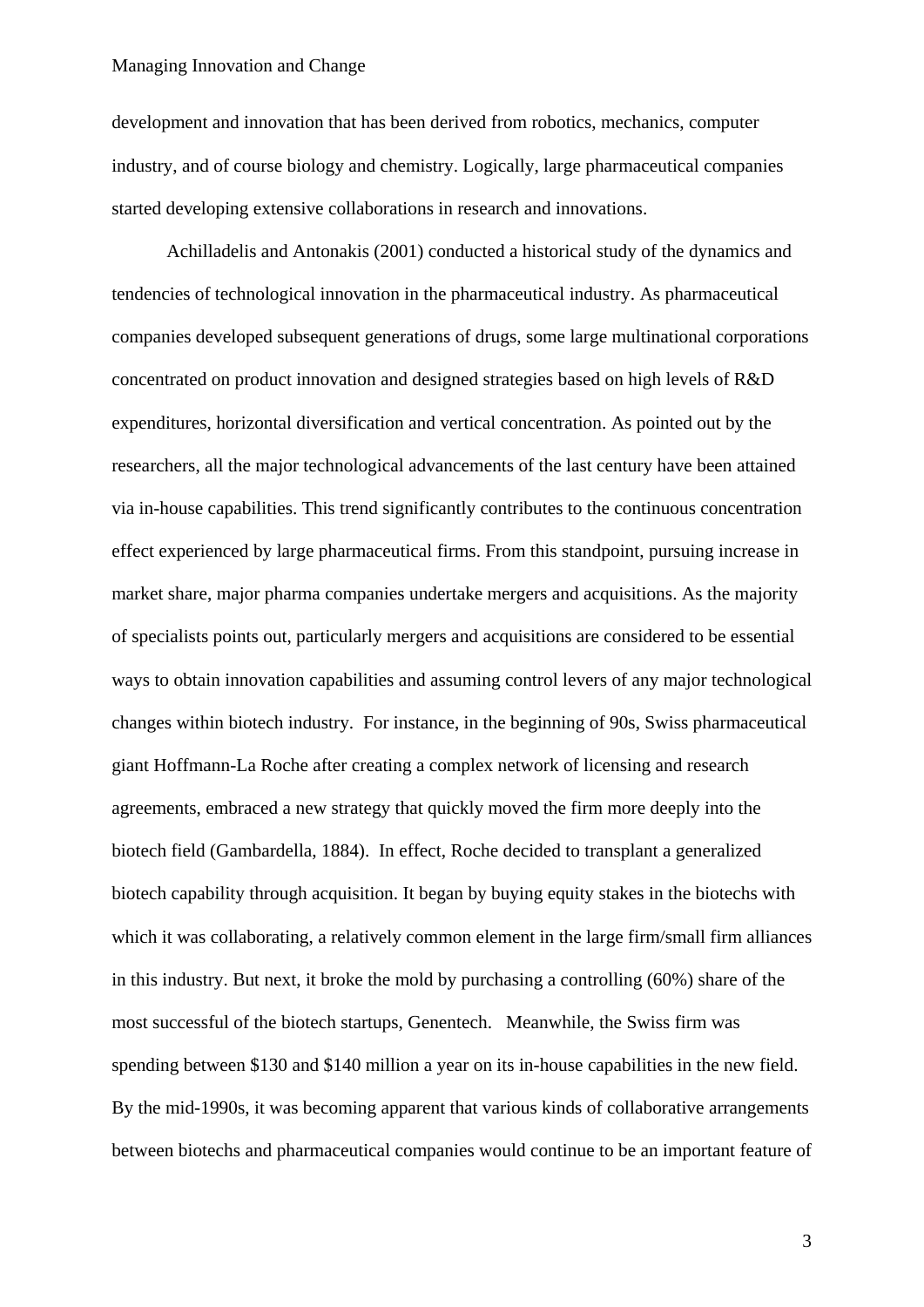development and innovation that has been derived from robotics, mechanics, computer industry, and of course biology and chemistry. Logically, large pharmaceutical companies started developing extensive collaborations in research and innovations.

Achilladelis and Antonakis (2001) conducted a historical study of the dynamics and tendencies of technological innovation in the pharmaceutical industry. As pharmaceutical companies developed subsequent generations of drugs, some large multinational corporations concentrated on product innovation and designed strategies based on high levels of R&D expenditures, horizontal diversification and vertical concentration. As pointed out by the researchers, all the major technological advancements of the last century have been attained via in-house capabilities. This trend significantly contributes to the continuous concentration effect experienced by large pharmaceutical firms. From this standpoint, pursuing increase in market share, major pharma companies undertake mergers and acquisitions. As the majority of specialists points out, particularly mergers and acquisitions are considered to be essential ways to obtain innovation capabilities and assuming control levers of any major technological changes within biotech industry.  For instance, in the beginning of 90s, Swiss pharmaceutical giant Hoffmann-La Roche after creating a complex network of licensing and research agreements, embraced a new strategy that quickly moved the firm more deeply into the biotech field (Gambardella, 1884).  In effect, Roche decided to transplant a generalized biotech capability through acquisition. It began by buying equity stakes in the biotechs with which it was collaborating, a relatively common element in the large firm/small firm alliances in this industry. But next, it broke the mold by purchasing a controlling (60%) share of the most successful of the biotech startups, Genentech.   Meanwhile, the Swiss firm was spending between $130 and $140 million a year on its in-house capabilities in the new field. By the mid-1990s, it was becoming apparent that various kinds of collaborative arrangements between biotechs and pharmaceutical companies would continue to be an important feature of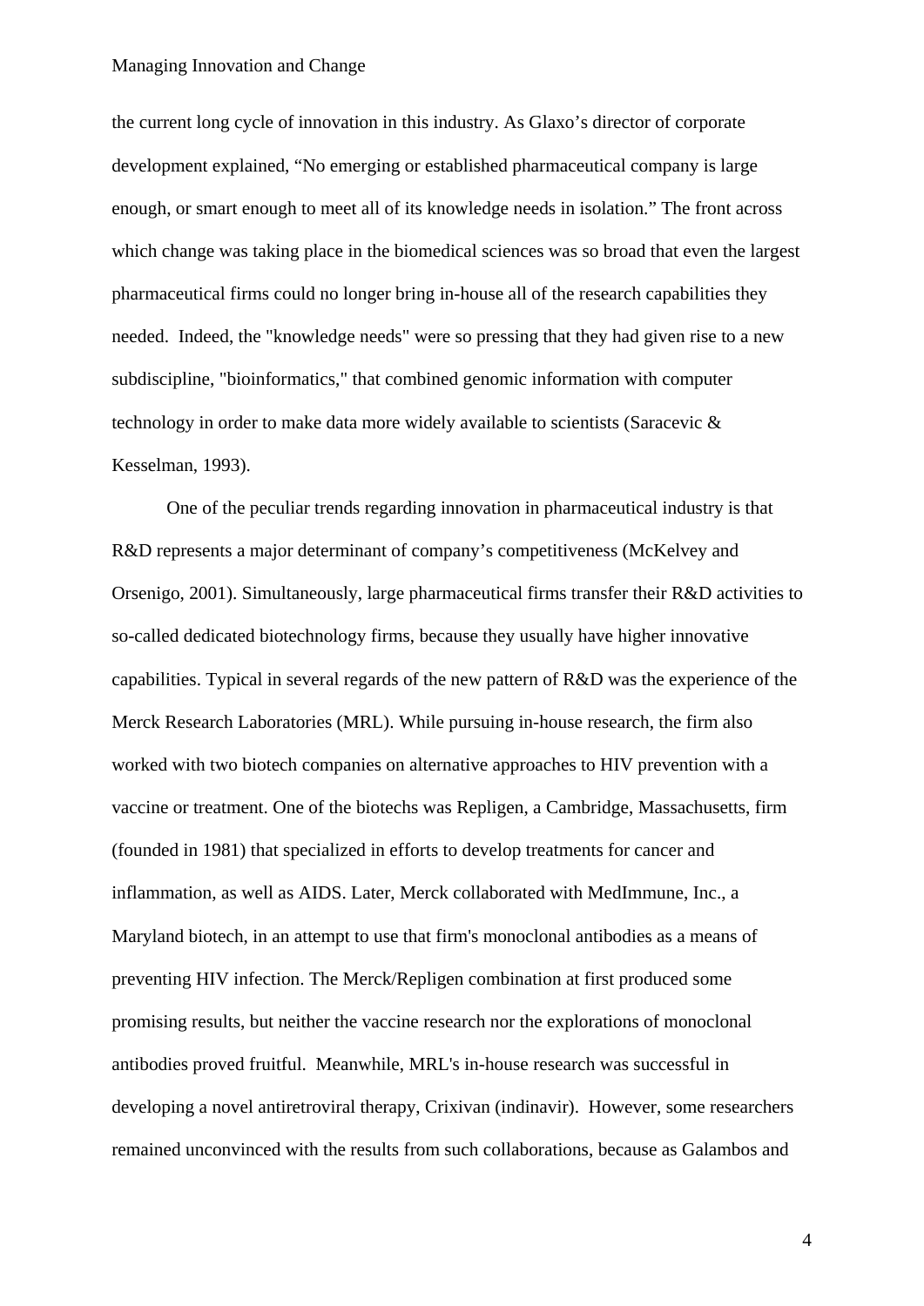the current long cycle of innovation in this industry. As Glaxo's director of corporate development explained, "No emerging or established pharmaceutical company is large enough, or smart enough to meet all of its knowledge needs in isolation." The front across which change was taking place in the biomedical sciences was so broad that even the largest pharmaceutical firms could no longer bring in-house all of the research capabilities they needed. Indeed, the "knowledge needs" were so pressing that they had given rise to a new subdiscipline, "bioinformatics," that combined genomic information with computer technology in order to make data more widely available to scientists (Saracevic & Kesselman, 1993).

One of the peculiar trends regarding innovation in pharmaceutical industry is that R&D represents a major determinant of company's competitiveness (McKelvey and Orsenigo, 2001). Simultaneously, large pharmaceutical firms transfer their R&D activities to so-called dedicated biotechnology firms, because they usually have higher innovative capabilities. Typical in several regards of the new pattern of R&D was the experience of the Merck Research Laboratories (MRL). While pursuing in-house research, the firm also worked with two biotech companies on alternative approaches to HIV prevention with a vaccine or treatment. One of the biotechs was Repligen, a Cambridge, Massachusetts, firm (founded in 1981) that specialized in efforts to develop treatments for cancer and inflammation, as well as AIDS. Later, Merck collaborated with MedImmune, Inc., a Maryland biotech, in an attempt to use that firm's monoclonal antibodies as a means of preventing HIV infection. The Merck/Repligen combination at first produced some promising results, but neither the vaccine research nor the explorations of monoclonal antibodies proved fruitful. Meanwhile, MRL's in-house research was successful in developing a novel antiretroviral therapy, Crixivan (indinavir). However, some researchers remained unconvinced with the results from such collaborations, because as Galambos and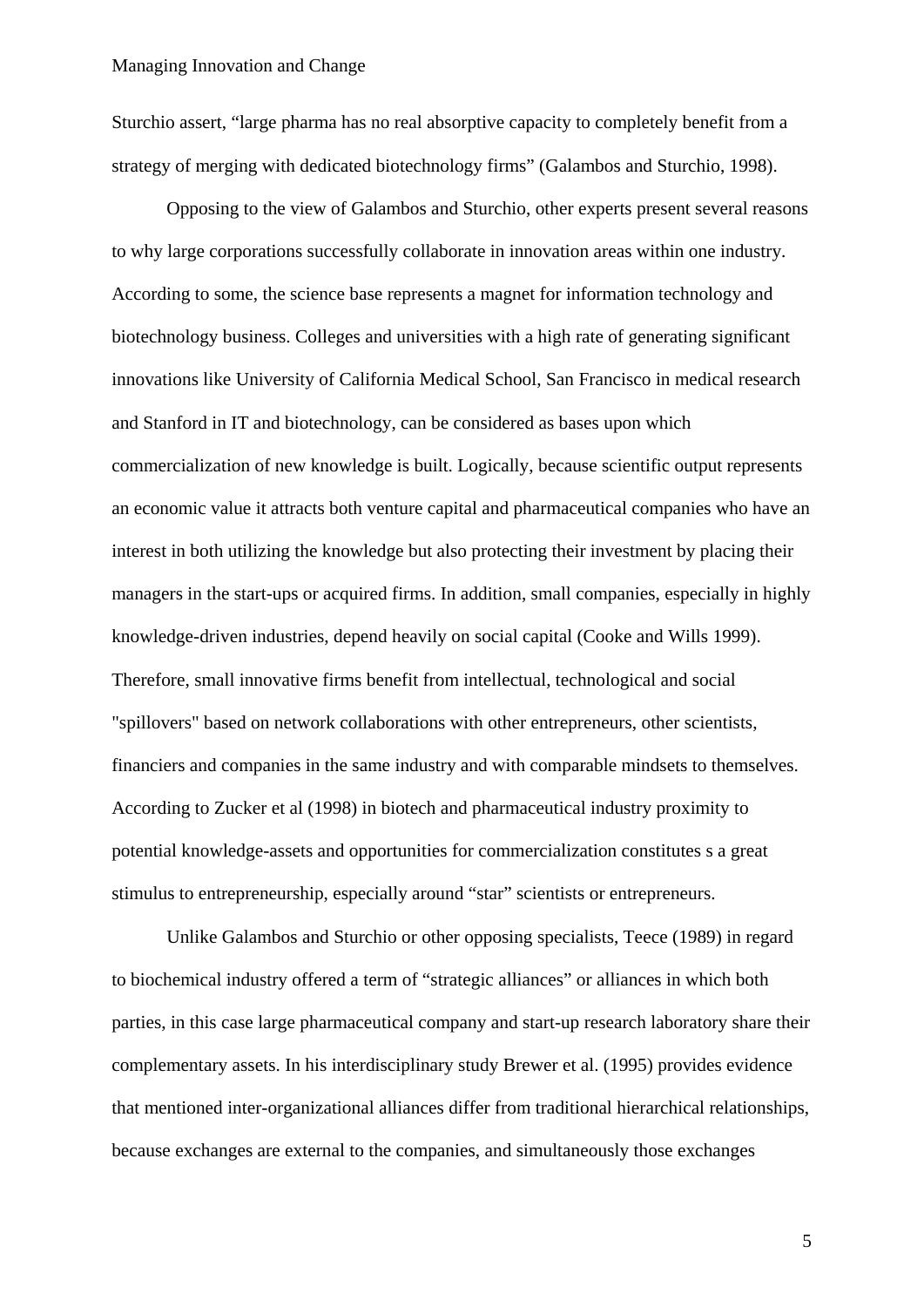Sturchio assert, “large pharma has no real absorptive capacity to completely benefit from a strategy of merging with dedicated biotechnology firms” (Galambos and Sturchio, 1998).

Opposing to the view of Galambos and Sturchio, other experts present several reasons to why large corporations successfully collaborate in innovation areas within one industry. According to some, the science base represents a magnet for information technology and biotechnology business. Colleges and universities with a high rate of generating significant innovations like University of California Medical School, San Francisco in medical research and Stanford in IT and biotechnology, can be considered as bases upon which commercialization of new knowledge is built. Logically, because scientific output represents an economic value it attracts both venture capital and pharmaceutical companies who have an interest in both utilizing the knowledge but also protecting their investment by placing their managers in the start-ups or acquired firms. In addition, small companies, especially in highly knowledge-driven industries, depend heavily on social capital (Cooke and Wills 1999). Therefore, small innovative firms benefit from intellectual, technological and social "spillovers" based on network collaborations with other entrepreneurs, other scientists, financiers and companies in the same industry and with comparable mindsets to themselves. According to Zucker et al (1998) in biotech and pharmaceutical industry proximity to potential knowledge-assets and opportunities for commercialization constitutes s a great stimulus to entrepreneurship, especially around “star” scientists or entrepreneurs.

Unlike Galambos and Sturchio or other opposing specialists, Teece (1989) in regard to biochemical industry offered a term of “strategic alliances” or alliances in which both parties, in this case large pharmaceutical company and start-up research laboratory share their complementary assets. In his interdisciplinary study Brewer et al. (1995) provides evidence that mentioned inter-organizational alliances differ from traditional hierarchical relationships, because exchanges are external to the companies, and simultaneously those exchanges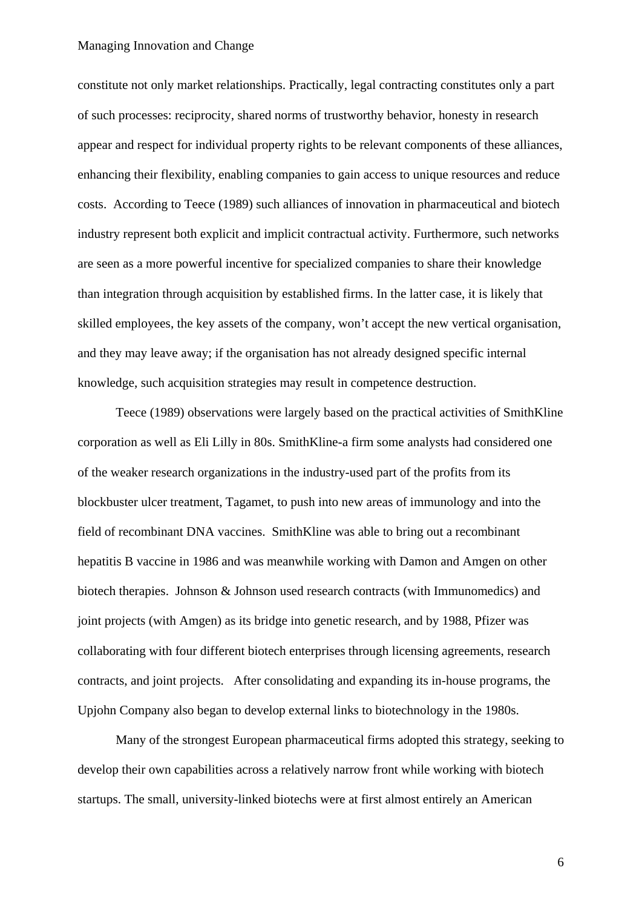constitute not only market relationships. Practically, legal contracting constitutes only a part of such processes: reciprocity, shared norms of trustworthy behavior, honesty in research appear and respect for individual property rights to be relevant components of these alliances, enhancing their flexibility, enabling companies to gain access to unique resources and reduce costs. According to Teece (1989) such alliances of innovation in pharmaceutical and biotech industry represent both explicit and implicit contractual activity. Furthermore, such networks are seen as a more powerful incentive for specialized companies to share their knowledge than integration through acquisition by established firms. In the latter case, it is likely that skilled employees, the key assets of the company, won't accept the new vertical organisation, and they may leave away; if the organisation has not already designed specific internal knowledge, such acquisition strategies may result in competence destruction.

Teece (1989) observations were largely based on the practical activities of SmithKline corporation as well as Eli Lilly in 80s. SmithKline-a firm some analysts had considered one of the weaker research organizations in the industry-used part of the profits from its blockbuster ulcer treatment, Tagamet, to push into new areas of immunology and into the field of recombinant DNA vaccines. SmithKline was able to bring out a recombinant hepatitis B vaccine in 1986 and was meanwhile working with Damon and Amgen on other biotech therapies. Johnson & Johnson used research contracts (with Immunomedics) and joint projects (with Amgen) as its bridge into genetic research, and by 1988, Pfizer was collaborating with four different biotech enterprises through licensing agreements, research contracts, and joint projects. After consolidating and expanding its in-house programs, the Upjohn Company also began to develop external links to biotechnology in the 1980s.

Many of the strongest European pharmaceutical firms adopted this strategy, seeking to develop their own capabilities across a relatively narrow front while working with biotech startups. The small, university-linked biotechs were at first almost entirely an American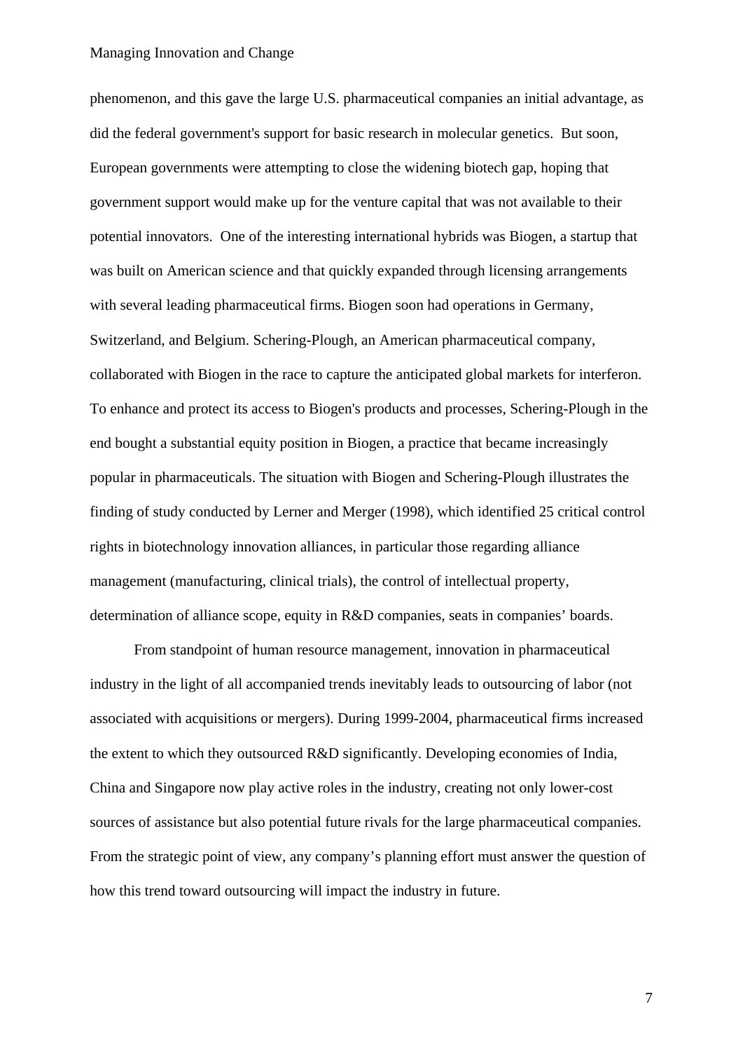phenomenon, and this gave the large U.S. pharmaceutical companies an initial advantage, as did the federal government's support for basic research in molecular genetics. But soon, European governments were attempting to close the widening biotech gap, hoping that government support would make up for the venture capital that was not available to their potential innovators. One of the interesting international hybrids was Biogen, a startup that was built on American science and that quickly expanded through licensing arrangements with several leading pharmaceutical firms. Biogen soon had operations in Germany, Switzerland, and Belgium. Schering-Plough, an American pharmaceutical company, collaborated with Biogen in the race to capture the anticipated global markets for interferon. To enhance and protect its access to Biogen's products and processes, Schering-Plough in the end bought a substantial equity position in Biogen, a practice that became increasingly popular in pharmaceuticals. The situation with Biogen and Schering-Plough illustrates the finding of study conducted by Lerner and Merger (1998), which identified 25 critical control rights in biotechnology innovation alliances, in particular those regarding alliance management (manufacturing, clinical trials), the control of intellectual property, determination of alliance scope, equity in R&D companies, seats in companies' boards.

From standpoint of human resource management, innovation in pharmaceutical industry in the light of all accompanied trends inevitably leads to outsourcing of labor (not associated with acquisitions or mergers). During 1999-2004, pharmaceutical firms increased the extent to which they outsourced R&D significantly. Developing economies of India, China and Singapore now play active roles in the industry, creating not only lower-cost sources of assistance but also potential future rivals for the large pharmaceutical companies. From the strategic point of view, any company's planning effort must answer the question of how this trend toward outsourcing will impact the industry in future.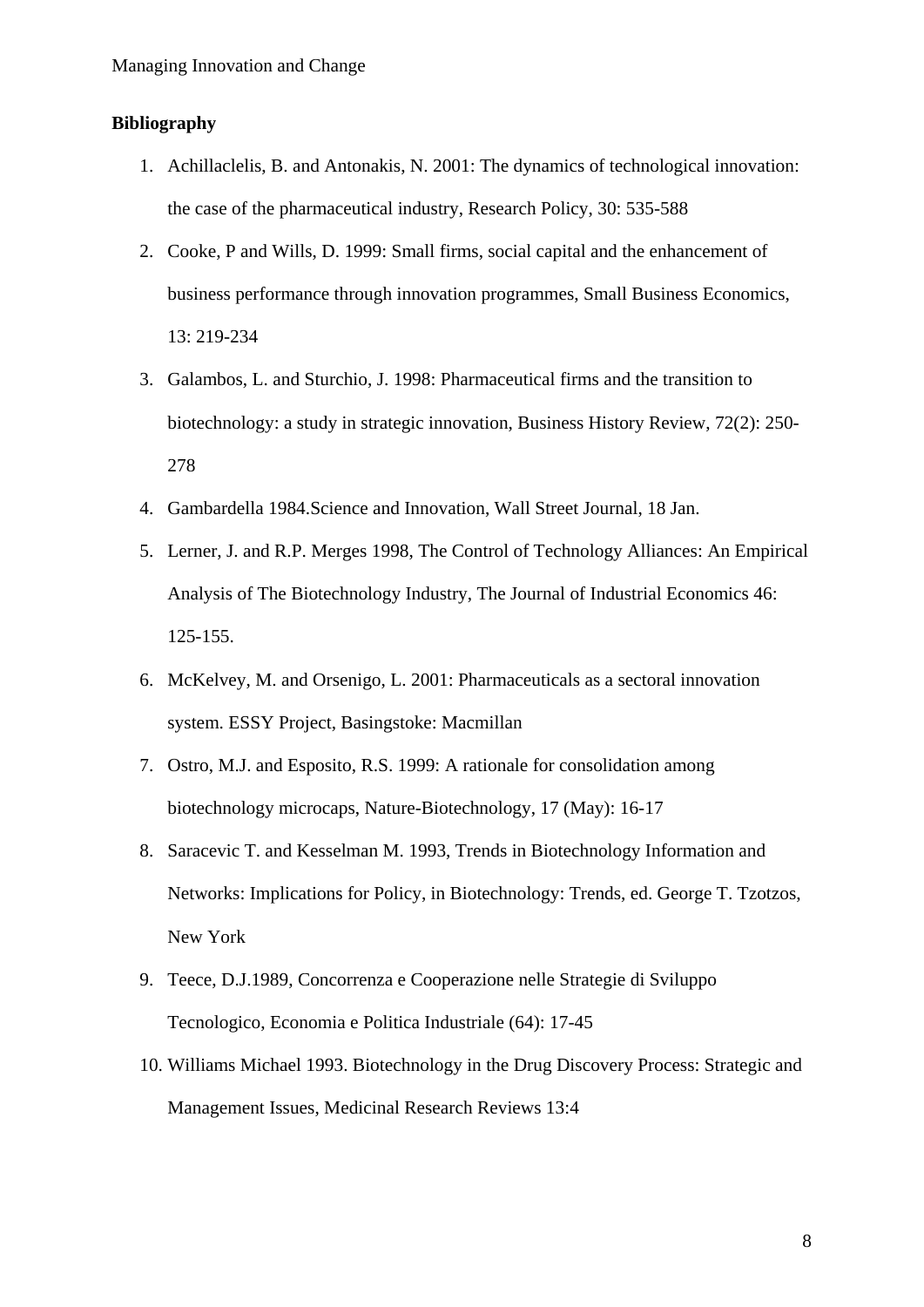**Bibliography**

1. Achillaclelis, B. and Antonakis, N. 2001: The dynamics of technological innovation: the case of the pharmaceutical industry, Research Policy, 30: 535-588
2. Cooke, P and Wills, D. 1999: Small firms, social capital and the enhancement of business performance through innovation programmes, Small Business Economics, 13: 219-234
3. Galambos, L. and Sturchio, J. 1998: Pharmaceutical firms and the transition to biotechnology: a study in strategic innovation, Business History Review, 72(2): 250-278
4. Gambardella 1984.Science and Innovation, Wall Street Journal, 18 Jan.
5. Lerner, J. and R.P. Merges 1998, The Control of Technology Alliances: An Empirical Analysis of The Biotechnology Industry, The Journal of Industrial Economics 46: 125-155.
6. McKelvey, M. and Orsenigo, L. 2001: Pharmaceuticals as a sectoral innovation system. ESSY Project, Basingstoke: Macmillan
7. Ostro, M.J. and Esposito, R.S. 1999: A rationale for consolidation among biotechnology microcaps, Nature-Biotechnology, 17 (May): 16-17
8. Saracevic T. and Kesselman M. 1993, Trends in Biotechnology Information and Networks: Implications for Policy, in Biotechnology: Trends, ed. George T. Tzotzos, New York
9. Teece, D.J.1989, Concorrenza e Cooperazione nelle Strategie di Sviluppo Tecnologico, Economia e Politica Industriale (64): 17-45
10. Williams Michael 1993. Biotechnology in the Drug Discovery Process: Strategic and Management Issues, Medicinal Research Reviews 13:4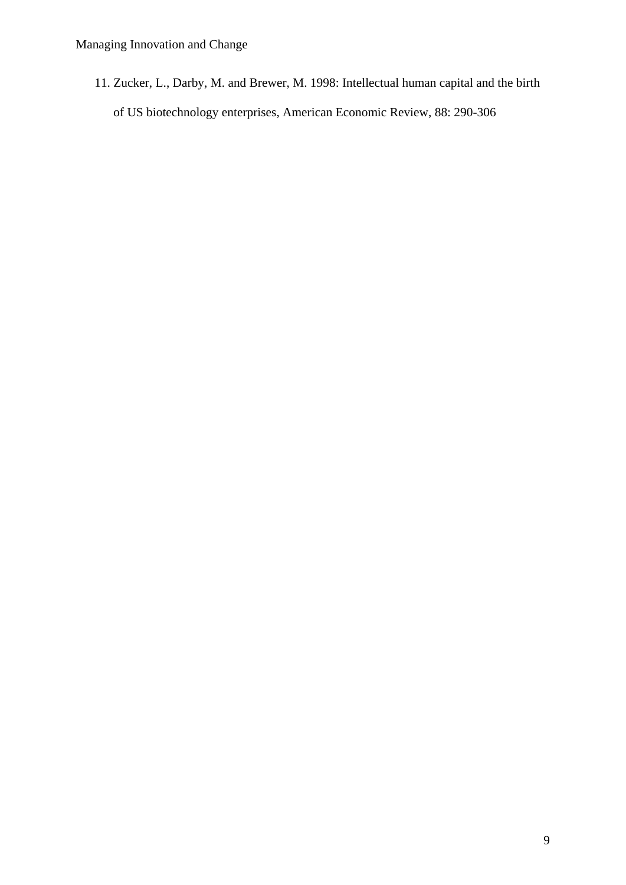11. Zucker, L., Darby, M. and Brewer, M. 1998: Intellectual human capital and the birth of US biotechnology enterprises, American Economic Review, 88: 290-306